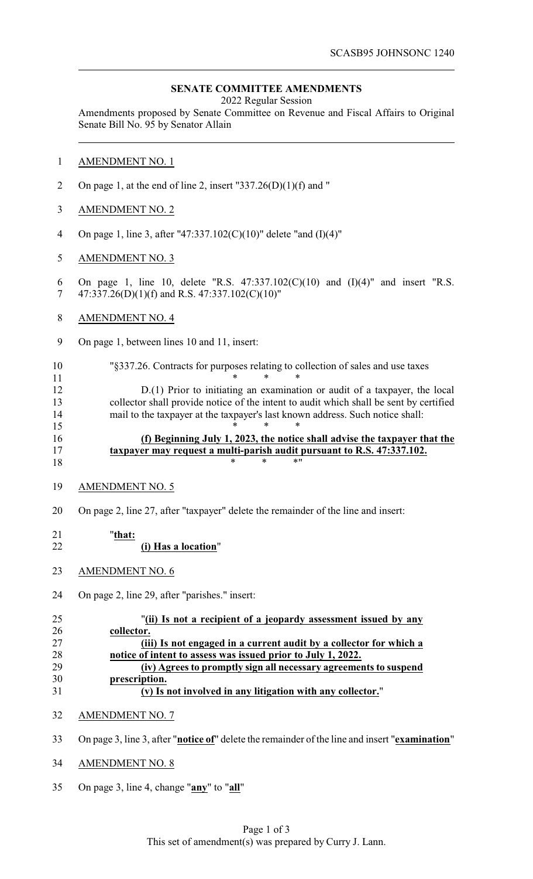SCASB95 JOHNSONC 1240

**SENATE COMMITTEE AMENDMENTS**

2022 Regular Session

Amendments proposed by Senate Committee on Revenue and Fiscal Affairs to Original Senate Bill No. 95 by Senator Allain

AMENDMENT NO. 1

On page 1, at the end of line 2, insert "337.26(D)(1)(f) and "

AMENDMENT NO. 2

On page 1, line 3, after "47:337.102(C)(10)" delete "and (I)(4)"

AMENDMENT NO. 3

On page 1, line 10, delete "R.S. 47:337.102(C)(10) and (I)(4)" and insert "R.S. 47:337.26(D)(1)(f) and R.S. 47:337.102(C)(10)"

AMENDMENT NO. 4

On page 1, between lines 10 and 11, insert:

"§337.26. Contracts for purposes relating to collection of sales and use taxes

\* \* \*

D.(1) Prior to initiating an examination or audit of a taxpayer, the local collector shall provide notice of the intent to audit which shall be sent by certified mail to the taxpayer at the taxpayer's last known address. Such notice shall:

\* \* \*

**(f) Beginning July 1, 2023, the notice shall advise the taxpayer that the taxpayer may request a multi-parish audit pursuant to R.S. 47:337.102.**

\* \* \*"

AMENDMENT NO. 5

On page 2, line 27, after "taxpayer" delete the remainder of the line and insert:

"**that:**

**(i) Has a location**"

AMENDMENT NO. 6

On page 2, line 29, after "parishes." insert:

"**(ii) Is not a recipient of a jeopardy assessment issued by any collector.**

**(iii) Is not engaged in a current audit by a collector for which a notice of intent to assess was issued prior to July 1, 2022.**

**(iv) Agrees to promptly sign all necessary agreements to suspend prescription.**

**(v) Is not involved in any litigation with any collector.**"

AMENDMENT NO. 7

On page 3, line 3, after "**notice of**" delete the remainder of the line and insert "**examination**"

AMENDMENT NO. 8

On page 3, line 4, change "**any**" to "**all**"

This set of amendment(s) was prepared by Curry J. Lann.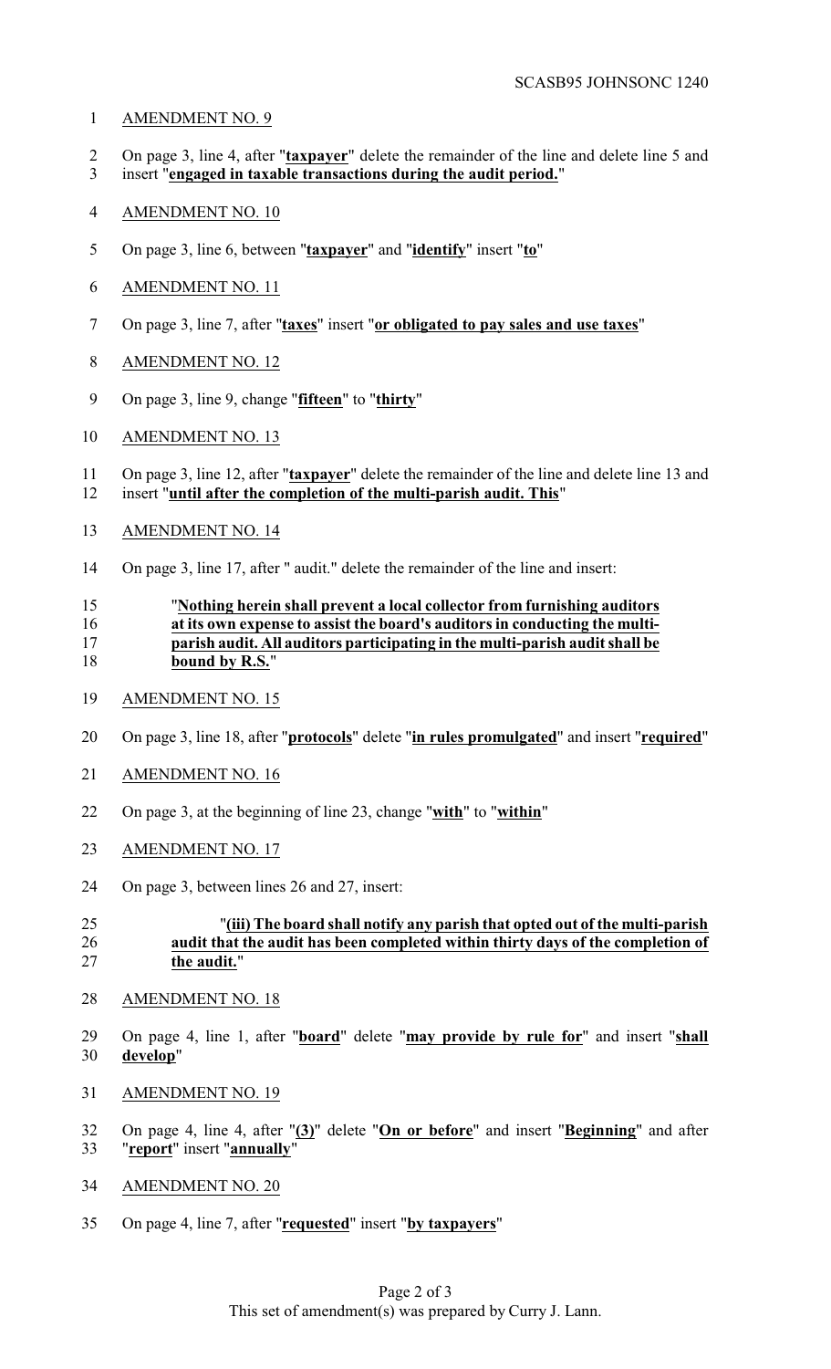AMENDMENT NO. 9

On page 3, line 4, after "**taxpayer**" delete the remainder of the line and delete line 5 and insert "**engaged in taxable transactions during the audit period.**"

AMENDMENT NO. 10

On page 3, line 6, between "**taxpayer**" and "**identify**" insert "**to**"

AMENDMENT NO. 11

On page 3, line 7, after "**taxes**" insert "**or obligated to pay sales and use taxes**"

AMENDMENT NO. 12

On page 3, line 9, change "**fifteen**" to "**thirty**"

AMENDMENT NO. 13

On page 3, line 12, after "**taxpayer**" delete the remainder of the line and delete line 13 and insert "**until after the completion of the multi-parish audit. This**"

AMENDMENT NO. 14

On page 3, line 17, after " audit." delete the remainder of the line and insert:

"**Nothing herein shall prevent a local collector from furnishing auditors at its own expense to assist the board's auditors in conducting the multi-parish audit. All auditors participating in the multi-parish audit shall be bound by R.S.**"

AMENDMENT NO. 15

On page 3, line 18, after "**protocols**" delete "**in rules promulgated**" and insert "**required**"

AMENDMENT NO. 16

On page 3, at the beginning of line 23, change "**with**" to "**within**"

AMENDMENT NO. 17

On page 3, between lines 26 and 27, insert:

"**(iii) The board shall notify any parish that opted out of the multi-parish audit that the audit has been completed within thirty days of the completion of the audit.**"

AMENDMENT NO. 18

On page 4, line 1, after "**board**" delete "**may provide by rule for**" and insert "**shall develop**"

AMENDMENT NO. 19

On page 4, line 4, after "**(3)**" delete "**On or before**" and insert "**Beginning**" and after "**report**" insert "**annually**"

AMENDMENT NO. 20

On page 4, line 7, after "**requested**" insert "**by taxpayers**"

This set of amendment(s) was prepared by Curry J. Lann.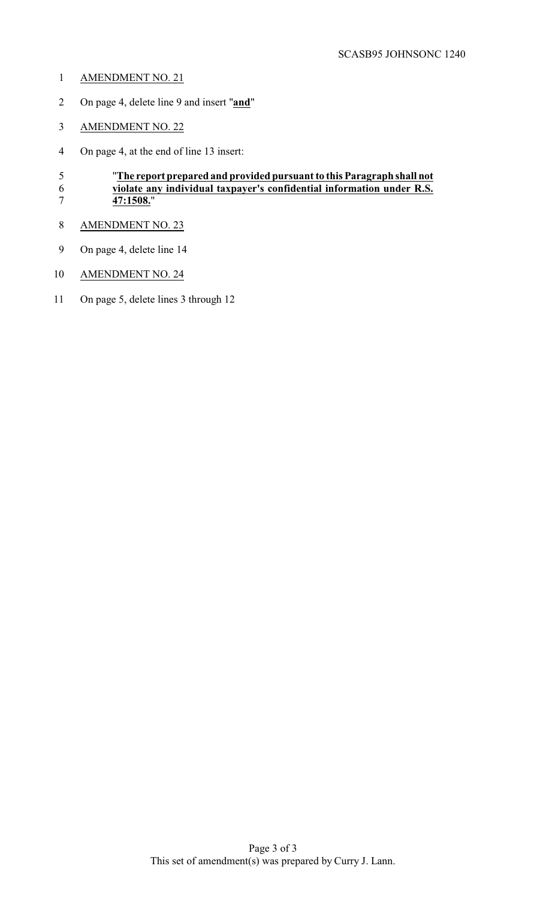AMENDMENT NO. 21

On page 4, delete line 9 and insert "**and**"

AMENDMENT NO. 22

On page 4, at the end of line 13 insert:

"**The report prepared and provided pursuant to this Paragraph shall not violate any individual taxpayer's confidential information under R.S. 47:1508.**"

AMENDMENT NO. 23

On page 4, delete line 14

AMENDMENT NO. 24

On page 5, delete lines 3 through 12

This set of amendment(s) was prepared by Curry J. Lann.